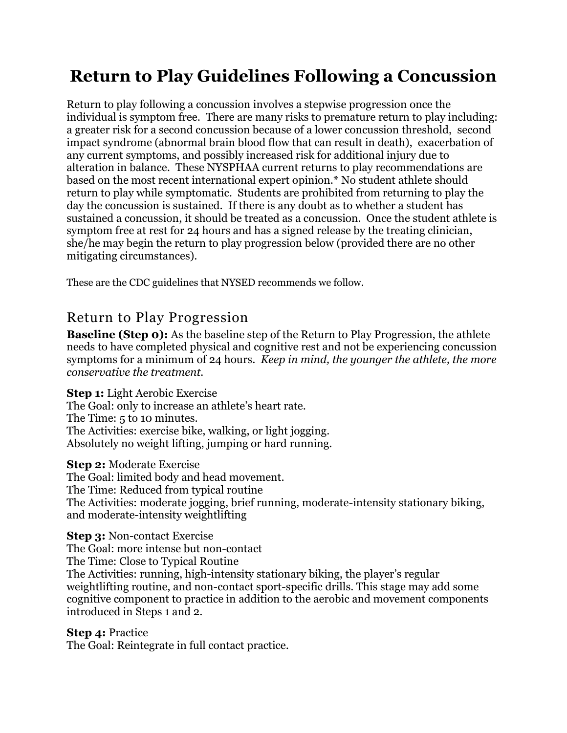# Return to Play Guidelines Following a Concussion

Return to play following a concussion involves a stepwise progression once the individual is symptom free. There are many risks to premature return to play including: a greater risk for a second concussion because of a lower concussion threshold, second impact syndrome (abnormal brain blood flow that can result in death), exacerbation of any current symptoms, and possibly increased risk for additional injury due to alteration in balance. These NYSPHAA current returns to play recommendations are based on the most recent international expert opinion.* No student athlete should return to play while symptomatic. Students are prohibited from returning to play the day the concussion is sustained. If there is any doubt as to whether a student has sustained a concussion, it should be treated as a concussion. Once the student athlete is symptom free at rest for 24 hours and has a signed release by the treating clinician, she/he may begin the return to play progression below (provided there are no other mitigating circumstances).

These are the CDC guidelines that NYSED recommends we follow.

## Return to Play Progression

**Baseline (Step 0):** As the baseline step of the Return to Play Progression, the athlete needs to have completed physical and cognitive rest and not be experiencing concussion symptoms for a minimum of 24 hours. *Keep in mind, the younger the athlete, the more conservative the treatment.*

**Step 1:** Light Aerobic Exercise
The Goal: only to increase an athlete's heart rate.
The Time: 5 to 10 minutes.
The Activities: exercise bike, walking, or light jogging.
Absolutely no weight lifting, jumping or hard running.

**Step 2:** Moderate Exercise
The Goal: limited body and head movement.
The Time: Reduced from typical routine
The Activities: moderate jogging, brief running, moderate-intensity stationary biking, and moderate-intensity weightlifting

**Step 3:** Non-contact Exercise
The Goal: more intense but non-contact
The Time: Close to Typical Routine
The Activities: running, high-intensity stationary biking, the player's regular weightlifting routine, and non-contact sport-specific drills. This stage may add some cognitive component to practice in addition to the aerobic and movement components introduced in Steps 1 and 2.

**Step 4:** Practice
The Goal: Reintegrate in full contact practice.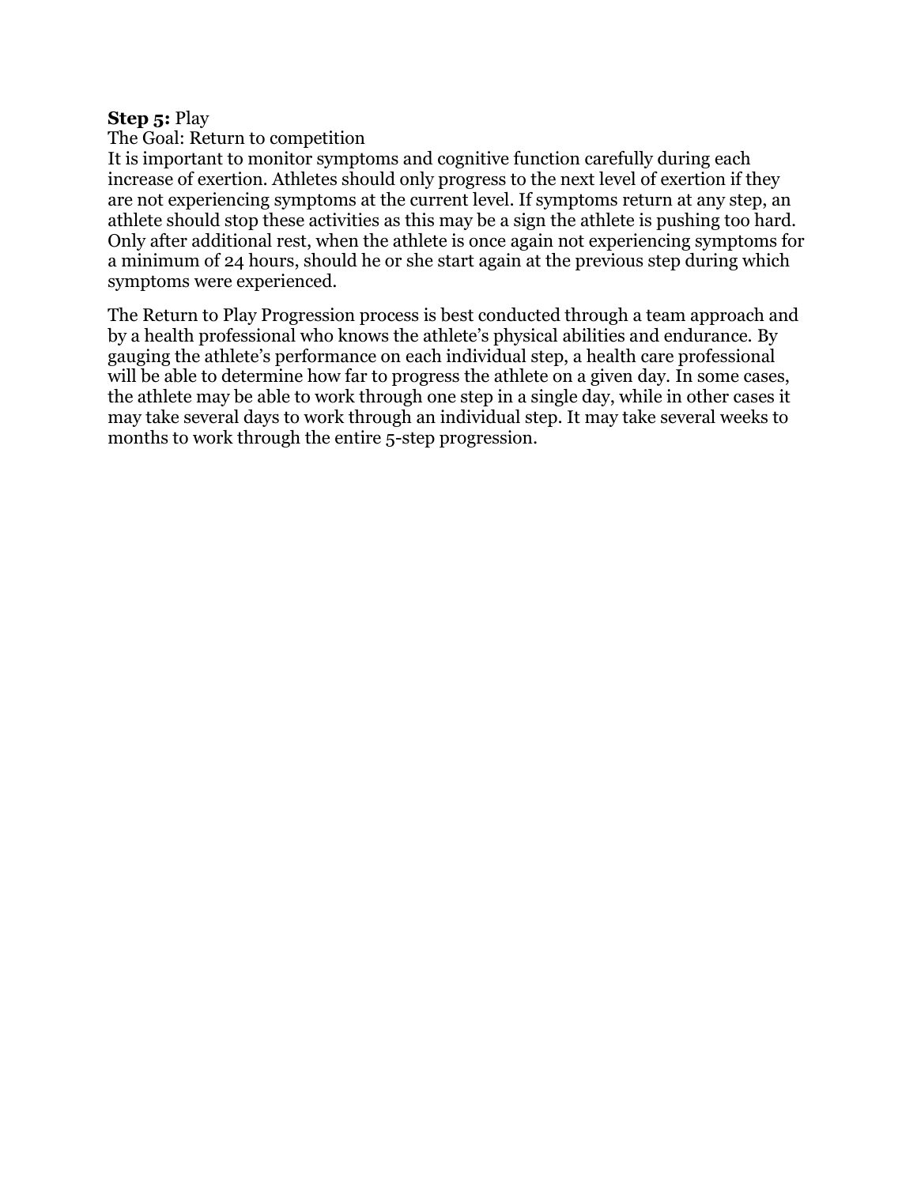**Step 5:** Play
The Goal: Return to competition
It is important to monitor symptoms and cognitive function carefully during each increase of exertion. Athletes should only progress to the next level of exertion if they are not experiencing symptoms at the current level. If symptoms return at any step, an athlete should stop these activities as this may be a sign the athlete is pushing too hard. Only after additional rest, when the athlete is once again not experiencing symptoms for a minimum of 24 hours, should he or she start again at the previous step during which symptoms were experienced.

The Return to Play Progression process is best conducted through a team approach and by a health professional who knows the athlete's physical abilities and endurance. By gauging the athlete's performance on each individual step, a health care professional will be able to determine how far to progress the athlete on a given day. In some cases, the athlete may be able to work through one step in a single day, while in other cases it may take several days to work through an individual step. It may take several weeks to months to work through the entire 5-step progression.